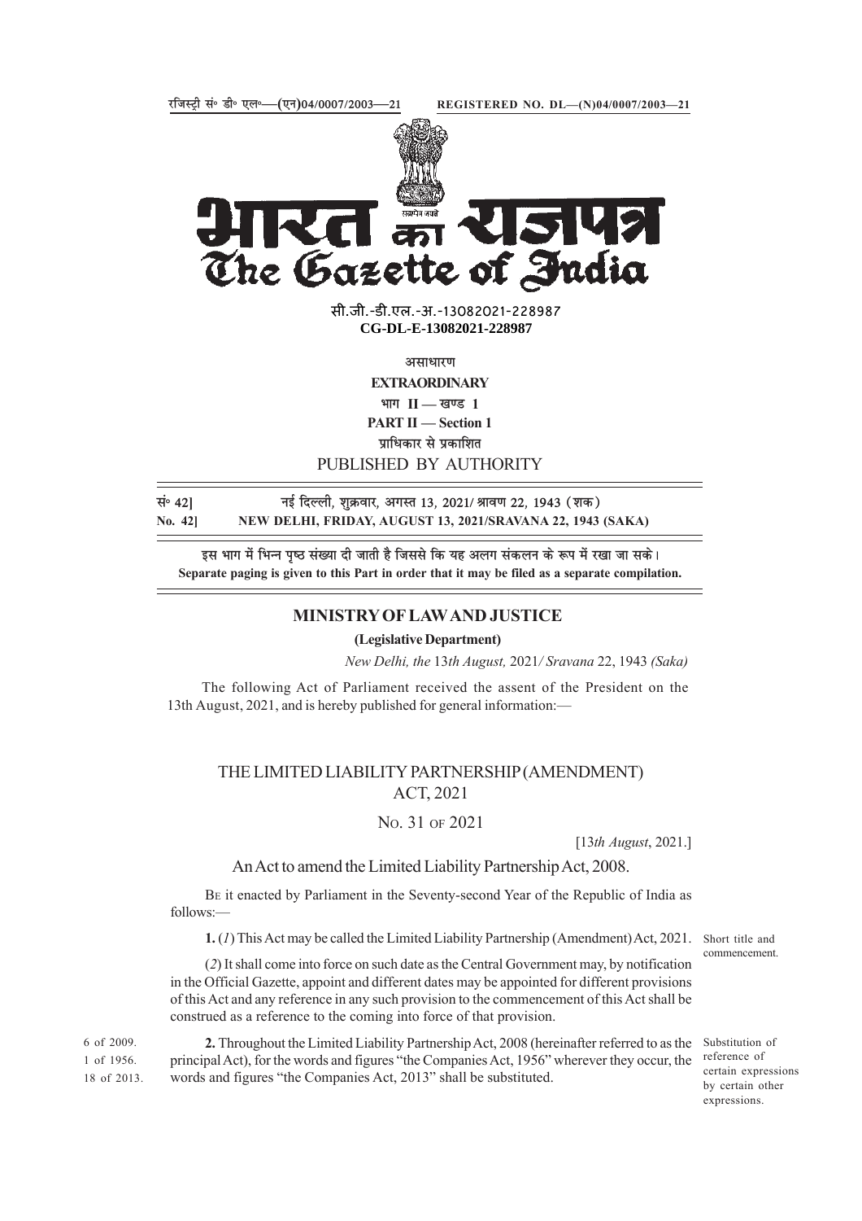रजिस्ट्री सं॰ डी॰ एल॰—(एन)04/0007/2003—21 REGISTERED NO. DL—(N)04/0007/2003—21

# भारत का राजपत्र
# The Gazette of India

सी.जी.-डी.एल.-अ.-13082021-228987
**CG-DL-E-13082021-228987**

असाधारण
**EXTRAORDINARY**
भाग II — खण्ड 1
**PART II — Section 1**
प्राधिकार से प्रकाशित
PUBLISHED BY AUTHORITY

सं॰ 42] नई दिल्ली, शुक्रवार, अगस्त 13, 2021/ श्रावण 22, 1943 (शक)
**No. 42] NEW DELHI, FRIDAY, AUGUST 13, 2021/SRAVANA 22, 1943 (SAKA)**

इस भाग में भिन्न पृष्ठ संख्या दी जाती है जिससे कि यह अलग संकलन के रूप में रखा जा सके।
**Separate paging is given to this Part in order that it may be filed as a separate compilation.**

## MINISTRY OF LAW AND JUSTICE

**(Legislative Department)**

*New Delhi, the* 13*th August,* 2021/ *Sravana* 22, 1943 *(Saka)*

The following Act of Parliament received the assent of the President on the 13th August, 2021, and is hereby published for general information:—

## THE LIMITED LIABILITY PARTNERSHIP (AMENDMENT) ACT, 2021

No. 31 of 2021

[13*th August*, 2021.]

An Act to amend the Limited Liability Partnership Act, 2008.

Be it enacted by Parliament in the Seventy-second Year of the Republic of India as follows:—

Short title and commencement.

**1.** (*1*) This Act may be called the Limited Liability Partnership (Amendment) Act, 2021.

(*2*) It shall come into force on such date as the Central Government may, by notification in the Official Gazette, appoint and different dates may be appointed for different provisions of this Act and any reference in any such provision to the commencement of this Act shall be construed as a reference to the coming into force of that provision.

Substitution of reference of certain expressions by certain other expressions.

6 of 2009.
1 of 1956.
18 of 2013.

**2.** Throughout the Limited Liability Partnership Act, 2008 (hereinafter referred to as the principal Act), for the words and figures "the Companies Act, 1956" wherever they occur, the words and figures "the Companies Act, 2013" shall be substituted.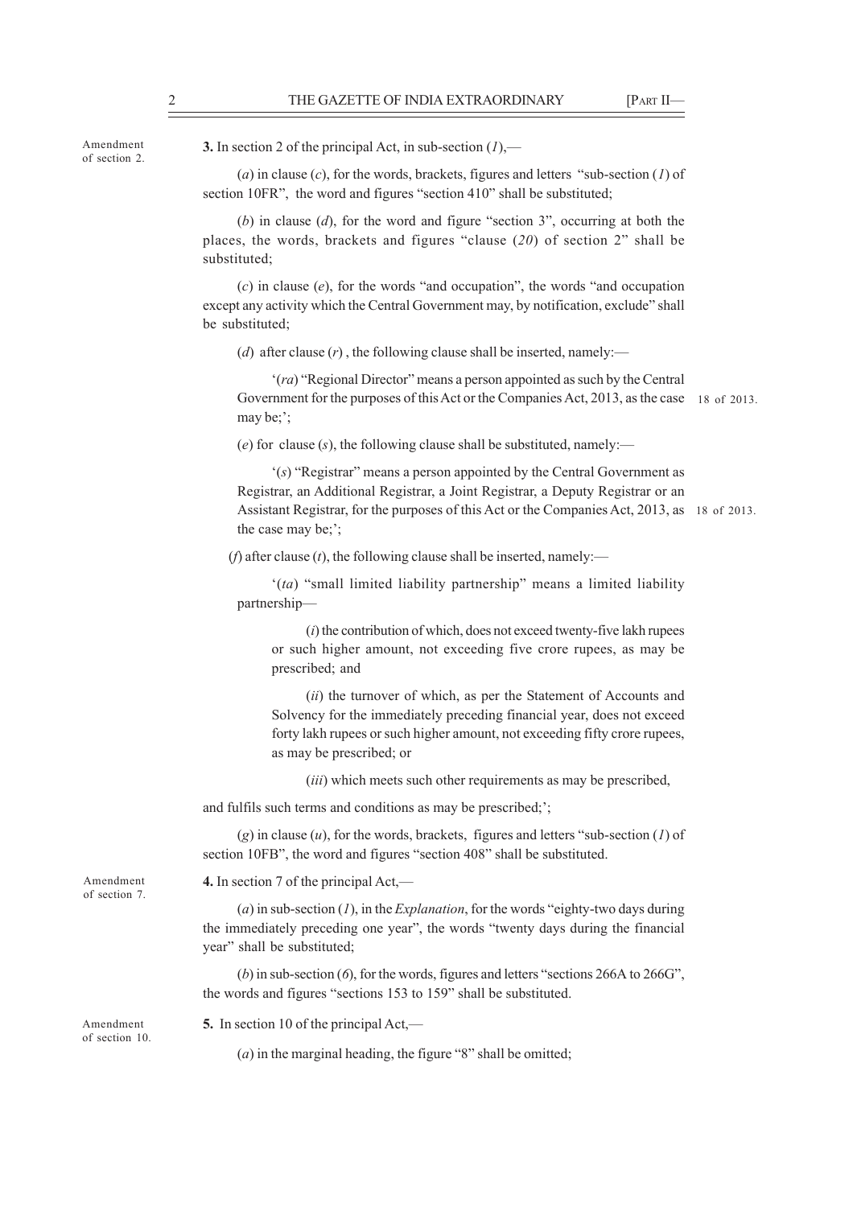Amendment of section 2.

**3.** In section 2 of the principal Act, in sub-section (*1*),—

(*a*) in clause (*c*), for the words, brackets, figures and letters "sub-section (*1*) of section 10FR", the word and figures "section 410" shall be substituted;

(*b*) in clause (*d*), for the word and figure "section 3", occurring at both the places, the words, brackets and figures "clause (*20*) of section 2" shall be substituted;

(*c*) in clause (*e*), for the words "and occupation", the words "and occupation except any activity which the Central Government may, by notification, exclude" shall be substituted;

(*d*) after clause (*r*), the following clause shall be inserted, namely:—

'(*ra*) "Regional Director" means a person appointed as such by the Central Government for the purposes of this Act or the Companies Act, 2013, as the case may be;';

18 of 2013.

(*e*) for clause (*s*), the following clause shall be substituted, namely:—

'(*s*) "Registrar" means a person appointed by the Central Government as Registrar, an Additional Registrar, a Joint Registrar, a Deputy Registrar or an Assistant Registrar, for the purposes of this Act or the Companies Act, 2013, as the case may be;';

18 of 2013.

(*f*) after clause (*t*), the following clause shall be inserted, namely:—

'(*ta*) "small limited liability partnership" means a limited liability partnership—

(*i*) the contribution of which, does not exceed twenty-five lakh rupees or such higher amount, not exceeding five crore rupees, as may be prescribed; and

(*ii*) the turnover of which, as per the Statement of Accounts and Solvency for the immediately preceding financial year, does not exceed forty lakh rupees or such higher amount, not exceeding fifty crore rupees, as may be prescribed; or

(*iii*) which meets such other requirements as may be prescribed,

and fulfils such terms and conditions as may be prescribed;';

(*g*) in clause (*u*), for the words, brackets, figures and letters "sub-section (*1*) of section 10FB", the word and figures "section 408" shall be substituted.

Amendment of section 7.

**4.** In section 7 of the principal Act,—

(*a*) in sub-section (*1*), in the *Explanation*, for the words "eighty-two days during the immediately preceding one year", the words "twenty days during the financial year" shall be substituted;

(*b*) in sub-section (*6*), for the words, figures and letters "sections 266A to 266G", the words and figures "sections 153 to 159" shall be substituted.

Amendment of section 10.

**5.** In section 10 of the principal Act,—

(*a*) in the marginal heading, the figure "8" shall be omitted;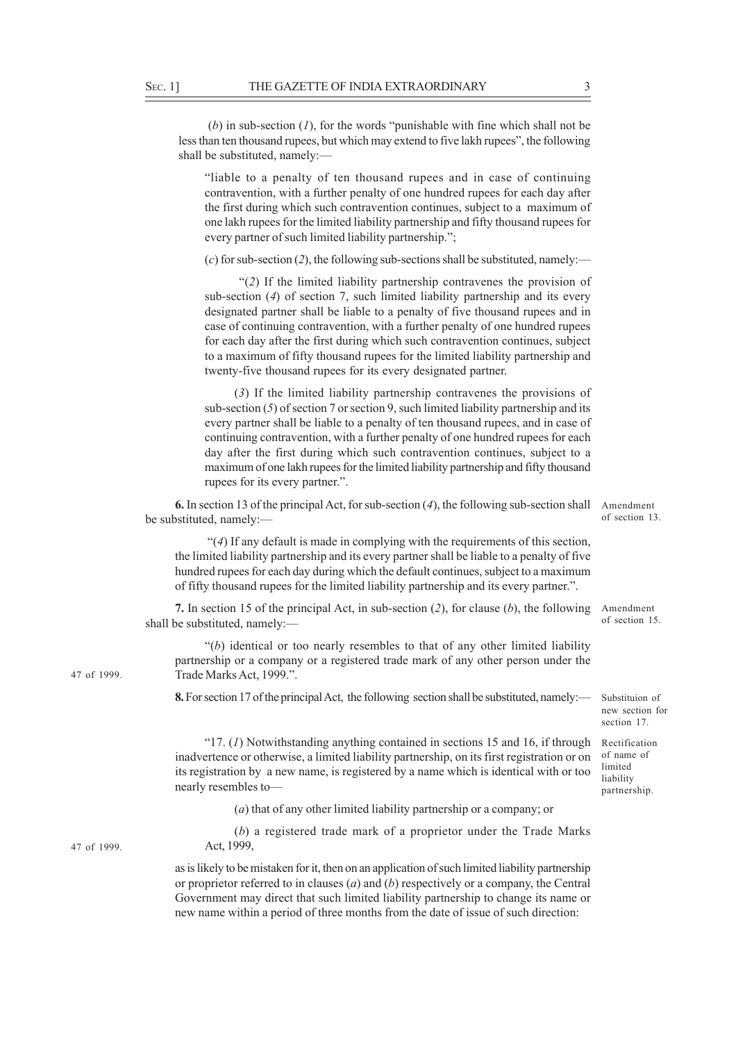(*b*) in sub-section (*1*), for the words "punishable with fine which shall not be less than ten thousand rupees, but which may extend to five lakh rupees", the following shall be substituted, namely:—

"liable to a penalty of ten thousand rupees and in case of continuing contravention, with a further penalty of one hundred rupees for each day after the first during which such contravention continues, subject to a maximum of one lakh rupees for the limited liability partnership and fifty thousand rupees for every partner of such limited liability partnership.";

(*c*) for sub-section (*2*), the following sub-sections shall be substituted, namely:—

"(*2*) If the limited liability partnership contravenes the provision of sub-section (*4*) of section 7, such limited liability partnership and its every designated partner shall be liable to a penalty of five thousand rupees and in case of continuing contravention, with a further penalty of one hundred rupees for each day after the first during which such contravention continues, subject to a maximum of fifty thousand rupees for the limited liability partnership and twenty-five thousand rupees for its every designated partner.

(*3*) If the limited liability partnership contravenes the provisions of sub-section (*5*) of section 7 or section 9, such limited liability partnership and its every partner shall be liable to a penalty of ten thousand rupees, and in case of continuing contravention, with a further penalty of one hundred rupees for each day after the first during which such contravention continues, subject to a maximum of one lakh rupees for the limited liability partnership and fifty thousand rupees for its every partner.".

Amendment of section 13.

**6.** In section 13 of the principal Act, for sub-section (*4*), the following sub-section shall be substituted, namely:—

"(*4*) If any default is made in complying with the requirements of this section, the limited liability partnership and its every partner shall be liable to a penalty of five hundred rupees for each day during which the default continues, subject to a maximum of fifty thousand rupees for the limited liability partnership and its every partner.".

Amendment of section 15.

**7.** In section 15 of the principal Act, in sub-section (*2*), for clause (*b*), the following shall be substituted, namely:—

"(*b*) identical or too nearly resembles to that of any other limited liability partnership or a company or a registered trade mark of any other person under the Trade Marks Act, 1999.". (47 of 1999.)

Substituion of new section for section 17.

**8.** For section 17 of the principal Act, the following section shall be substituted, namely:—

Rectification of name of limited liability partnership.

"17. (*1*) Notwithstanding anything contained in sections 15 and 16, if through inadvertence or otherwise, a limited liability partnership, on its first registration or on its registration by a new name, is registered by a name which is identical with or too nearly resembles to—

(*a*) that of any other limited liability partnership or a company; or

(*b*) a registered trade mark of a proprietor under the Trade Marks Act, 1999, (47 of 1999.)

as is likely to be mistaken for it, then on an application of such limited liability partnership or proprietor referred to in clauses (*a*) and (*b*) respectively or a company, the Central Government may direct that such limited liability partnership to change its name or new name within a period of three months from the date of issue of such direction: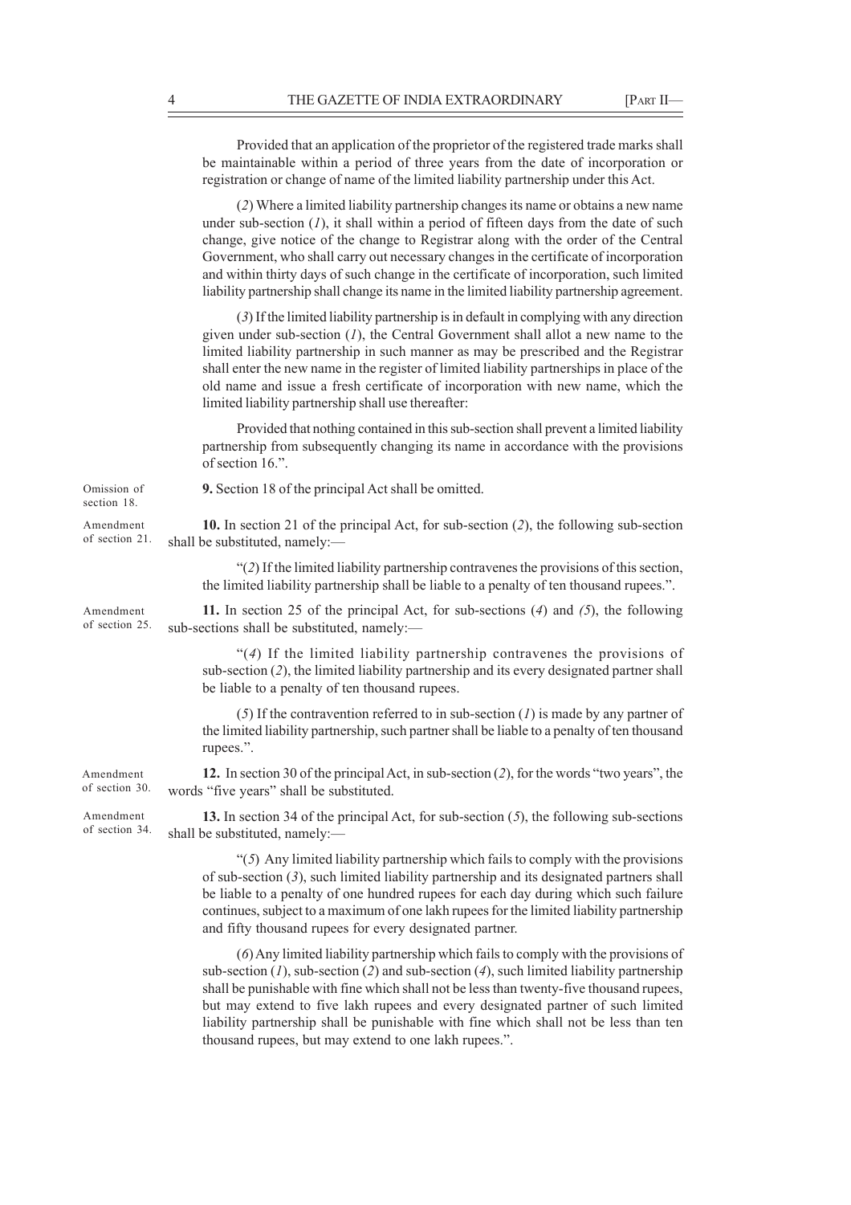Provided that an application of the proprietor of the registered trade marks shall be maintainable within a period of three years from the date of incorporation or registration or change of name of the limited liability partnership under this Act.

(*2*) Where a limited liability partnership changes its name or obtains a new name under sub-section (*1*), it shall within a period of fifteen days from the date of such change, give notice of the change to Registrar along with the order of the Central Government, who shall carry out necessary changes in the certificate of incorporation and within thirty days of such change in the certificate of incorporation, such limited liability partnership shall change its name in the limited liability partnership agreement.

(*3*) If the limited liability partnership is in default in complying with any direction given under sub-section (*1*), the Central Government shall allot a new name to the limited liability partnership in such manner as may be prescribed and the Registrar shall enter the new name in the register of limited liability partnerships in place of the old name and issue a fresh certificate of incorporation with new name, which the limited liability partnership shall use thereafter:

Provided that nothing contained in this sub-section shall prevent a limited liability partnership from subsequently changing its name in accordance with the provisions of section 16.".

Omission of section 18.

**9.** Section 18 of the principal Act shall be omitted.

Amendment of section 21.

**10.** In section 21 of the principal Act, for sub-section (*2*), the following sub-section shall be substituted, namely:—

"(*2*) If the limited liability partnership contravenes the provisions of this section, the limited liability partnership shall be liable to a penalty of ten thousand rupees.".

Amendment of section 25.

**11.** In section 25 of the principal Act, for sub-sections (*4*) and *(5*), the following sub-sections shall be substituted, namely:—

"(*4*) If the limited liability partnership contravenes the provisions of sub-section (*2*), the limited liability partnership and its every designated partner shall be liable to a penalty of ten thousand rupees.

(*5*) If the contravention referred to in sub-section (*1*) is made by any partner of the limited liability partnership, such partner shall be liable to a penalty of ten thousand rupees.".

Amendment of section 30.

**12.** In section 30 of the principal Act, in sub-section (*2*), for the words "two years", the words "five years" shall be substituted.

Amendment of section 34.

**13.** In section 34 of the principal Act, for sub-section (*5*), the following sub-sections shall be substituted, namely:—

"(*5*) Any limited liability partnership which fails to comply with the provisions of sub-section (*3*), such limited liability partnership and its designated partners shall be liable to a penalty of one hundred rupees for each day during which such failure continues, subject to a maximum of one lakh rupees for the limited liability partnership and fifty thousand rupees for every designated partner.

(*6*) Any limited liability partnership which fails to comply with the provisions of sub-section (*1*), sub-section (*2*) and sub-section (*4*), such limited liability partnership shall be punishable with fine which shall not be less than twenty-five thousand rupees, but may extend to five lakh rupees and every designated partner of such limited liability partnership shall be punishable with fine which shall not be less than ten thousand rupees, but may extend to one lakh rupees.".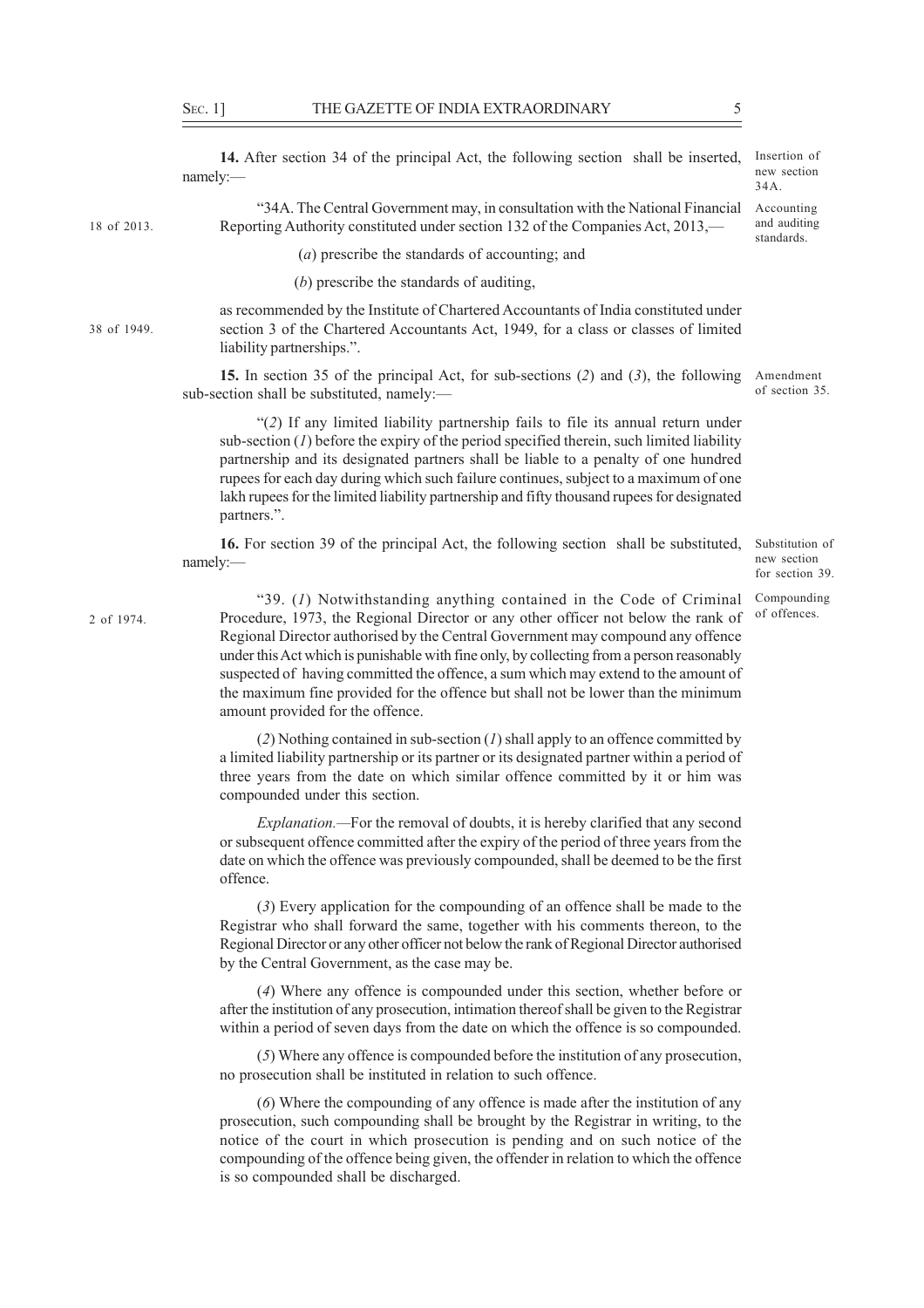**14.** After section 34 of the principal Act, the following section shall be inserted, namely:—

*Insertion of new section 34A.*

"34A. The Central Government may, in consultation with the National Financial Reporting Authority constituted under section 132 of the Companies Act, 2013,—

*18 of 2013.*

*Accounting and auditing standards.*

(*a*) prescribe the standards of accounting; and

(*b*) prescribe the standards of auditing,

as recommended by the Institute of Chartered Accountants of India constituted under section 3 of the Chartered Accountants Act, 1949, for a class or classes of limited liability partnerships.".

*38 of 1949.*

**15.** In section 35 of the principal Act, for sub-sections (*2*) and (*3*), the following sub-section shall be substituted, namely:—

*Amendment of section 35.*

"(*2*) If any limited liability partnership fails to file its annual return under sub-section (*1*) before the expiry of the period specified therein, such limited liability partnership and its designated partners shall be liable to a penalty of one hundred rupees for each day during which such failure continues, subject to a maximum of one lakh rupees for the limited liability partnership and fifty thousand rupees for designated partners.".

**16.** For section 39 of the principal Act, the following section shall be substituted, namely:—

*Substitution of new section for section 39.*

"39. (*1*) Notwithstanding anything contained in the Code of Criminal Procedure, 1973, the Regional Director or any other officer not below the rank of Regional Director authorised by the Central Government may compound any offence under this Act which is punishable with fine only, by collecting from a person reasonably suspected of having committed the offence, a sum which may extend to the amount of the maximum fine provided for the offence but shall not be lower than the minimum amount provided for the offence.

*2 of 1974.*

*Compounding of offences.*

(*2*) Nothing contained in sub-section (*1*) shall apply to an offence committed by a limited liability partnership or its partner or its designated partner within a period of three years from the date on which similar offence committed by it or him was compounded under this section.

*Explanation.*—For the removal of doubts, it is hereby clarified that any second or subsequent offence committed after the expiry of the period of three years from the date on which the offence was previously compounded, shall be deemed to be the first offence.

(*3*) Every application for the compounding of an offence shall be made to the Registrar who shall forward the same, together with his comments thereon, to the Regional Director or any other officer not below the rank of Regional Director authorised by the Central Government, as the case may be.

(*4*) Where any offence is compounded under this section, whether before or after the institution of any prosecution, intimation thereof shall be given to the Registrar within a period of seven days from the date on which the offence is so compounded.

(*5*) Where any offence is compounded before the institution of any prosecution, no prosecution shall be instituted in relation to such offence.

(*6*) Where the compounding of any offence is made after the institution of any prosecution, such compounding shall be brought by the Registrar in writing, to the notice of the court in which prosecution is pending and on such notice of the compounding of the offence being given, the offender in relation to which the offence is so compounded shall be discharged.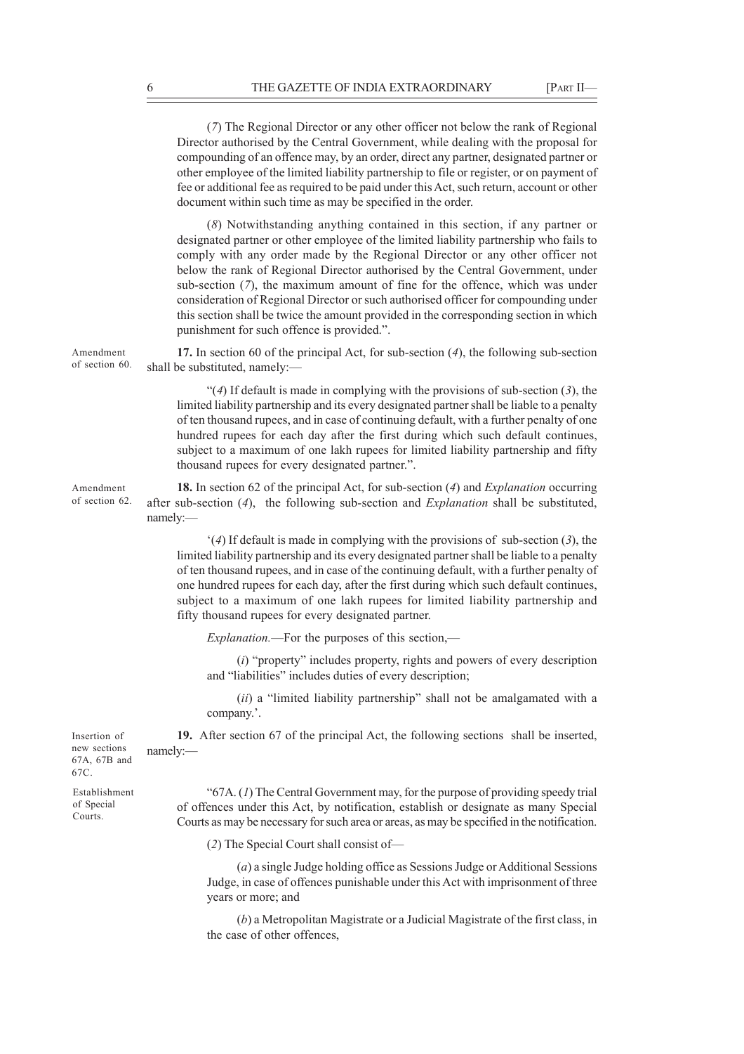(*7*) The Regional Director or any other officer not below the rank of Regional Director authorised by the Central Government, while dealing with the proposal for compounding of an offence may, by an order, direct any partner, designated partner or other employee of the limited liability partnership to file or register, or on payment of fee or additional fee as required to be paid under this Act, such return, account or other document within such time as may be specified in the order.

(*8*) Notwithstanding anything contained in this section, if any partner or designated partner or other employee of the limited liability partnership who fails to comply with any order made by the Regional Director or any other officer not below the rank of Regional Director authorised by the Central Government, under sub-section (*7*), the maximum amount of fine for the offence, which was under consideration of Regional Director or such authorised officer for compounding under this section shall be twice the amount provided in the corresponding section in which punishment for such offence is provided.".

Amendment of section 60.

**17.** In section 60 of the principal Act, for sub-section (*4*), the following sub-section shall be substituted, namely:—

"(*4*) If default is made in complying with the provisions of sub-section (*3*), the limited liability partnership and its every designated partner shall be liable to a penalty of ten thousand rupees, and in case of continuing default, with a further penalty of one hundred rupees for each day after the first during which such default continues, subject to a maximum of one lakh rupees for limited liability partnership and fifty thousand rupees for every designated partner.".

Amendment of section 62.

**18.** In section 62 of the principal Act, for sub-section (*4*) and *Explanation* occurring after sub-section (*4*), the following sub-section and *Explanation* shall be substituted, namely:—

'(*4*) If default is made in complying with the provisions of sub-section (*3*), the limited liability partnership and its every designated partner shall be liable to a penalty of ten thousand rupees, and in case of the continuing default, with a further penalty of one hundred rupees for each day, after the first during which such default continues, subject to a maximum of one lakh rupees for limited liability partnership and fifty thousand rupees for every designated partner.

*Explanation.*—For the purposes of this section,—

(*i*) "property" includes property, rights and powers of every description and "liabilities" includes duties of every description;

(*ii*) a "limited liability partnership" shall not be amalgamated with a company.'.

Insertion of new sections 67A, 67B and 67C.

**19.** After section 67 of the principal Act, the following sections shall be inserted, namely:—

Establishment of Special Courts.

"67A. (*1*) The Central Government may, for the purpose of providing speedy trial of offences under this Act, by notification, establish or designate as many Special Courts as may be necessary for such area or areas, as may be specified in the notification.

(*2*) The Special Court shall consist of—

(*a*) a single Judge holding office as Sessions Judge or Additional Sessions Judge, in case of offences punishable under this Act with imprisonment of three years or more; and

(*b*) a Metropolitan Magistrate or a Judicial Magistrate of the first class, in the case of other offences,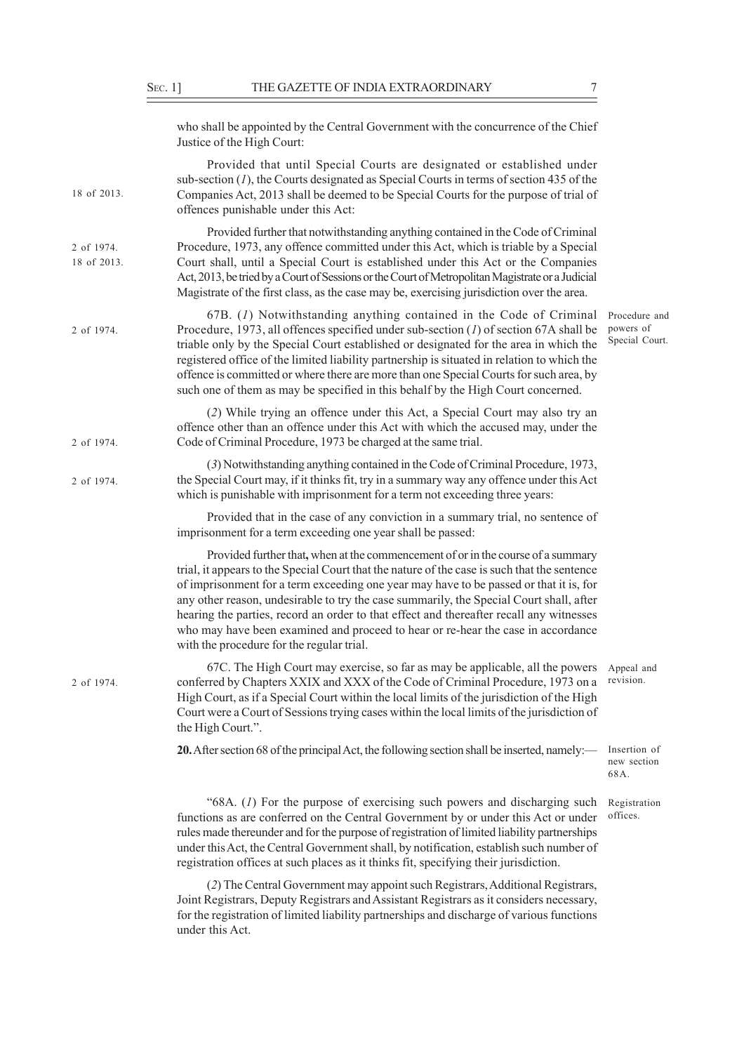who shall be appointed by the Central Government with the concurrence of the Chief Justice of the High Court:

Provided that until Special Courts are designated or established under sub-section (*1*), the Courts designated as Special Courts in terms of section 435 of the Companies Act, 2013 shall be deemed to be Special Courts for the purpose of trial of offences punishable under this Act:

18 of 2013.

Provided further that notwithstanding anything contained in the Code of Criminal Procedure, 1973, any offence committed under this Act, which is triable by a Special Court shall, until a Special Court is established under this Act or the Companies Act, 2013, be tried by a Court of Sessions or the Court of Metropolitan Magistrate or a Judicial Magistrate of the first class, as the case may be, exercising jurisdiction over the area.

2 of 1974.
18 of 2013.

Procedure and powers of Special Court.

67B. (*1*) Notwithstanding anything contained in the Code of Criminal Procedure, 1973, all offences specified under sub-section (*1*) of section 67A shall be triable only by the Special Court established or designated for the area in which the registered office of the limited liability partnership is situated in relation to which the offence is committed or where there are more than one Special Courts for such area, by such one of them as may be specified in this behalf by the High Court concerned.

2 of 1974.

(*2*) While trying an offence under this Act, a Special Court may also try an offence other than an offence under this Act with which the accused may, under the Code of Criminal Procedure, 1973 be charged at the same trial.

2 of 1974.

(*3*) Notwithstanding anything contained in the Code of Criminal Procedure, 1973, the Special Court may, if it thinks fit, try in a summary way any offence under this Act which is punishable with imprisonment for a term not exceeding three years:

2 of 1974.

Provided that in the case of any conviction in a summary trial, no sentence of imprisonment for a term exceeding one year shall be passed:

Provided further that**,** when at the commencement of or in the course of a summary trial, it appears to the Special Court that the nature of the case is such that the sentence of imprisonment for a term exceeding one year may have to be passed or that it is, for any other reason, undesirable to try the case summarily, the Special Court shall, after hearing the parties, record an order to that effect and thereafter recall any witnesses who may have been examined and proceed to hear or re-hear the case in accordance with the procedure for the regular trial.

Appeal and revision.

67C. The High Court may exercise, so far as may be applicable, all the powers conferred by Chapters XXIX and XXX of the Code of Criminal Procedure, 1973 on a High Court, as if a Special Court within the local limits of the jurisdiction of the High Court were a Court of Sessions trying cases within the local limits of the jurisdiction of the High Court.".

2 of 1974.

Insertion of new section 68A.

**20.** After section 68 of the principal Act, the following section shall be inserted, namely:—

Registration offices.

"68A. (*1*) For the purpose of exercising such powers and discharging such functions as are conferred on the Central Government by or under this Act or under rules made thereunder and for the purpose of registration of limited liability partnerships under this Act, the Central Government shall, by notification, establish such number of registration offices at such places as it thinks fit, specifying their jurisdiction.

(*2*) The Central Government may appoint such Registrars, Additional Registrars, Joint Registrars, Deputy Registrars and Assistant Registrars as it considers necessary, for the registration of limited liability partnerships and discharge of various functions under this Act.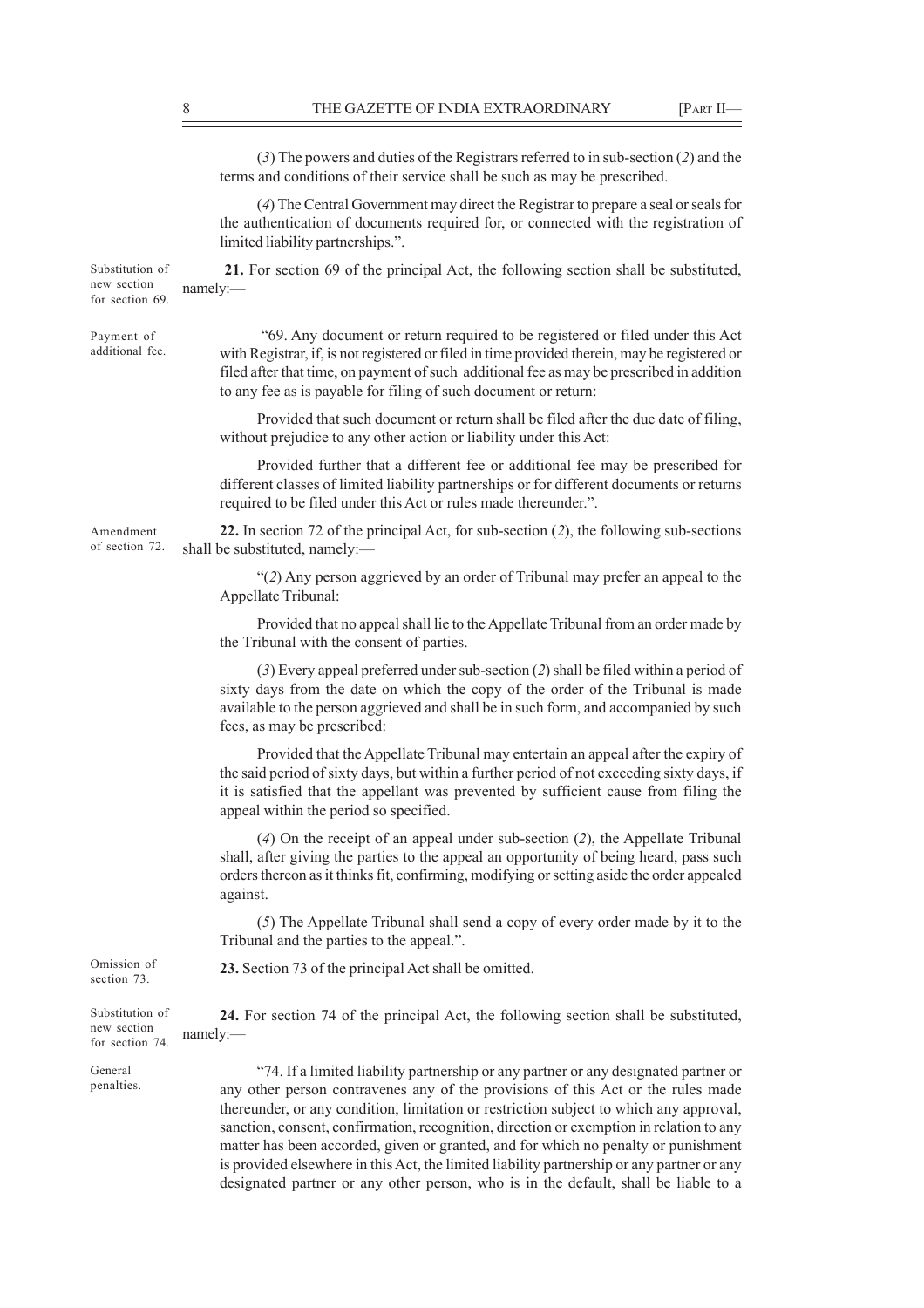(*3*) The powers and duties of the Registrars referred to in sub-section (*2*) and the terms and conditions of their service shall be such as may be prescribed.

(*4*) The Central Government may direct the Registrar to prepare a seal or seals for the authentication of documents required for, or connected with the registration of limited liability partnerships.".

Substitution of new section for section 69.

**21.** For section 69 of the principal Act, the following section shall be substituted, namely:—

Payment of additional fee.

"69. Any document or return required to be registered or filed under this Act with Registrar, if, is not registered or filed in time provided therein, may be registered or filed after that time, on payment of such additional fee as may be prescribed in addition to any fee as is payable for filing of such document or return:

Provided that such document or return shall be filed after the due date of filing, without prejudice to any other action or liability under this Act:

Provided further that a different fee or additional fee may be prescribed for different classes of limited liability partnerships or for different documents or returns required to be filed under this Act or rules made thereunder.".

Amendment of section 72.

**22.** In section 72 of the principal Act, for sub-section (*2*), the following sub-sections shall be substituted, namely:—

"(*2*) Any person aggrieved by an order of Tribunal may prefer an appeal to the Appellate Tribunal:

Provided that no appeal shall lie to the Appellate Tribunal from an order made by the Tribunal with the consent of parties.

(*3*) Every appeal preferred under sub-section (*2*) shall be filed within a period of sixty days from the date on which the copy of the order of the Tribunal is made available to the person aggrieved and shall be in such form, and accompanied by such fees, as may be prescribed:

Provided that the Appellate Tribunal may entertain an appeal after the expiry of the said period of sixty days, but within a further period of not exceeding sixty days, if it is satisfied that the appellant was prevented by sufficient cause from filing the appeal within the period so specified.

(*4*) On the receipt of an appeal under sub-section (*2*), the Appellate Tribunal shall, after giving the parties to the appeal an opportunity of being heard, pass such orders thereon as it thinks fit, confirming, modifying or setting aside the order appealed against.

(*5*) The Appellate Tribunal shall send a copy of every order made by it to the Tribunal and the parties to the appeal.".

Omission of section 73.

**23.** Section 73 of the principal Act shall be omitted.

Substitution of new section for section 74.

**24.** For section 74 of the principal Act, the following section shall be substituted, namely:—

General penalties.

"74. If a limited liability partnership or any partner or any designated partner or any other person contravenes any of the provisions of this Act or the rules made thereunder, or any condition, limitation or restriction subject to which any approval, sanction, consent, confirmation, recognition, direction or exemption in relation to any matter has been accorded, given or granted, and for which no penalty or punishment is provided elsewhere in this Act, the limited liability partnership or any partner or any designated partner or any other person, who is in the default, shall be liable to a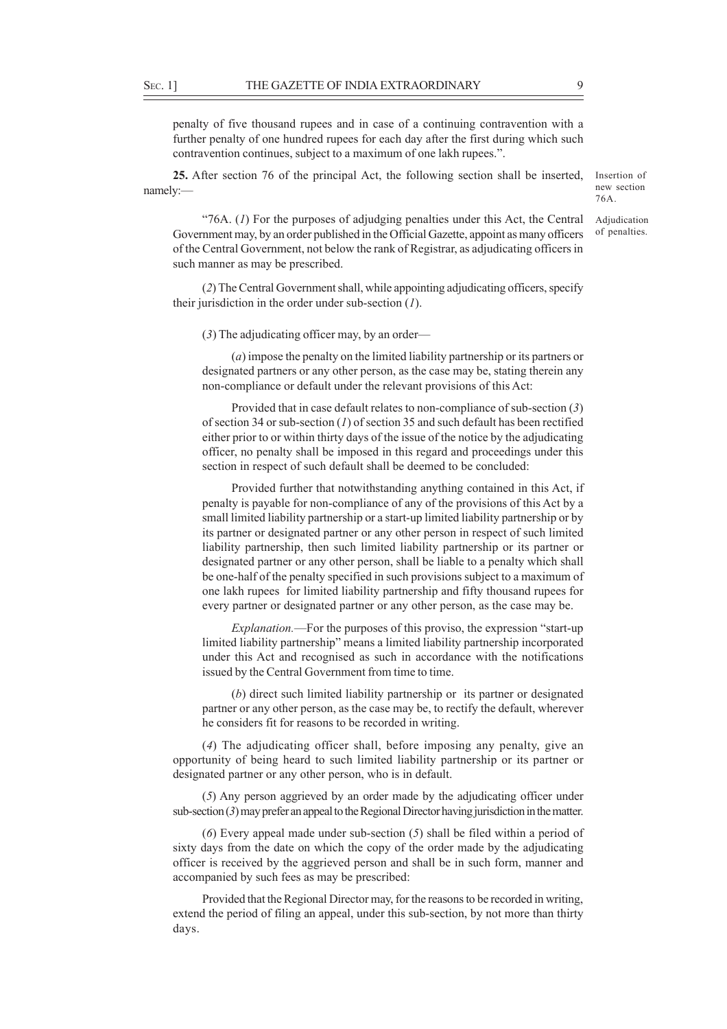penalty of five thousand rupees and in case of a continuing contravention with a further penalty of one hundred rupees for each day after the first during which such contravention continues, subject to a maximum of one lakh rupees.".

**25.** After section 76 of the principal Act, the following section shall be inserted, namely:—

Insertion of new section 76A.

Adjudication of penalties.

"76A. (*1*) For the purposes of adjudging penalties under this Act, the Central Government may, by an order published in the Official Gazette, appoint as many officers of the Central Government, not below the rank of Registrar, as adjudicating officers in such manner as may be prescribed.

(*2*) The Central Government shall, while appointing adjudicating officers, specify their jurisdiction in the order under sub-section (*1*).

(*3*) The adjudicating officer may, by an order—

(*a*) impose the penalty on the limited liability partnership or its partners or designated partners or any other person, as the case may be, stating therein any non-compliance or default under the relevant provisions of this Act:

Provided that in case default relates to non-compliance of sub-section (*3*) of section 34 or sub-section (*1*) of section 35 and such default has been rectified either prior to or within thirty days of the issue of the notice by the adjudicating officer, no penalty shall be imposed in this regard and proceedings under this section in respect of such default shall be deemed to be concluded:

Provided further that notwithstanding anything contained in this Act, if penalty is payable for non-compliance of any of the provisions of this Act by a small limited liability partnership or a start-up limited liability partnership or by its partner or designated partner or any other person in respect of such limited liability partnership, then such limited liability partnership or its partner or designated partner or any other person, shall be liable to a penalty which shall be one-half of the penalty specified in such provisions subject to a maximum of one lakh rupees for limited liability partnership and fifty thousand rupees for every partner or designated partner or any other person, as the case may be.

*Explanation.*—For the purposes of this proviso, the expression "start-up limited liability partnership" means a limited liability partnership incorporated under this Act and recognised as such in accordance with the notifications issued by the Central Government from time to time.

(*b*) direct such limited liability partnership or its partner or designated partner or any other person, as the case may be, to rectify the default, wherever he considers fit for reasons to be recorded in writing.

(*4*) The adjudicating officer shall, before imposing any penalty, give an opportunity of being heard to such limited liability partnership or its partner or designated partner or any other person, who is in default.

(*5*) Any person aggrieved by an order made by the adjudicating officer under sub-section (*3*) may prefer an appeal to the Regional Director having jurisdiction in the matter.

(*6*) Every appeal made under sub-section (*5*) shall be filed within a period of sixty days from the date on which the copy of the order made by the adjudicating officer is received by the aggrieved person and shall be in such form, manner and accompanied by such fees as may be prescribed:

Provided that the Regional Director may, for the reasons to be recorded in writing, extend the period of filing an appeal, under this sub-section, by not more than thirty days.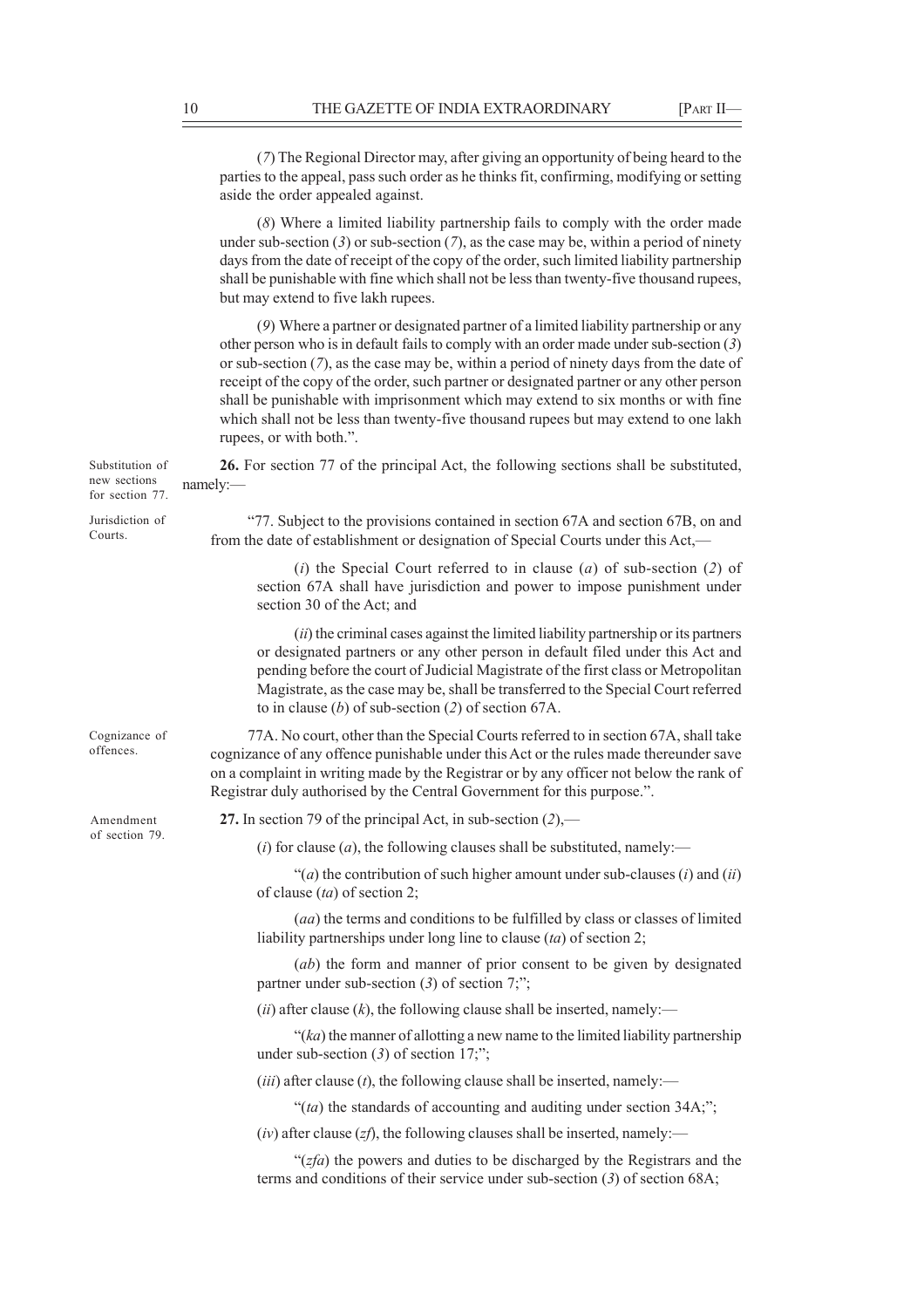(*7*) The Regional Director may, after giving an opportunity of being heard to the parties to the appeal, pass such order as he thinks fit, confirming, modifying or setting aside the order appealed against.

(*8*) Where a limited liability partnership fails to comply with the order made under sub-section (*3*) or sub-section (*7*), as the case may be, within a period of ninety days from the date of receipt of the copy of the order, such limited liability partnership shall be punishable with fine which shall not be less than twenty-five thousand rupees, but may extend to five lakh rupees.

(*9*) Where a partner or designated partner of a limited liability partnership or any other person who is in default fails to comply with an order made under sub-section (*3*) or sub-section (*7*), as the case may be, within a period of ninety days from the date of receipt of the copy of the order, such partner or designated partner or any other person shall be punishable with imprisonment which may extend to six months or with fine which shall not be less than twenty-five thousand rupees but may extend to one lakh rupees, or with both.".

Substitution of new sections for section 77.

**26.** For section 77 of the principal Act, the following sections shall be substituted, namely:—

Jurisdiction of Courts.

"77. Subject to the provisions contained in section 67A and section 67B, on and from the date of establishment or designation of Special Courts under this Act,—

(*i*) the Special Court referred to in clause (*a*) of sub-section (*2*) of section 67A shall have jurisdiction and power to impose punishment under section 30 of the Act; and

(*ii*) the criminal cases against the limited liability partnership or its partners or designated partners or any other person in default filed under this Act and pending before the court of Judicial Magistrate of the first class or Metropolitan Magistrate, as the case may be, shall be transferred to the Special Court referred to in clause (*b*) of sub-section (*2*) of section 67A.

Cognizance of offences.

77A. No court, other than the Special Courts referred to in section 67A, shall take cognizance of any offence punishable under this Act or the rules made thereunder save on a complaint in writing made by the Registrar or by any officer not below the rank of Registrar duly authorised by the Central Government for this purpose.".

Amendment of section 79.

**27.** In section 79 of the principal Act, in sub-section (*2*),—

(*i*) for clause (*a*), the following clauses shall be substituted, namely:—

"(*a*) the contribution of such higher amount under sub-clauses (*i*) and (*ii*) of clause (*ta*) of section 2;

(*aa*) the terms and conditions to be fulfilled by class or classes of limited liability partnerships under long line to clause (*ta*) of section 2;

(*ab*) the form and manner of prior consent to be given by designated partner under sub-section (*3*) of section 7;";

(*ii*) after clause (*k*), the following clause shall be inserted, namely:—

"(*ka*) the manner of allotting a new name to the limited liability partnership under sub-section (*3*) of section 17;";

(*iii*) after clause (*t*), the following clause shall be inserted, namely:—

"(*ta*) the standards of accounting and auditing under section 34A;";

(*iv*) after clause (*zf*), the following clauses shall be inserted, namely:—

"(*zfa*) the powers and duties to be discharged by the Registrars and the terms and conditions of their service under sub-section (*3*) of section 68A;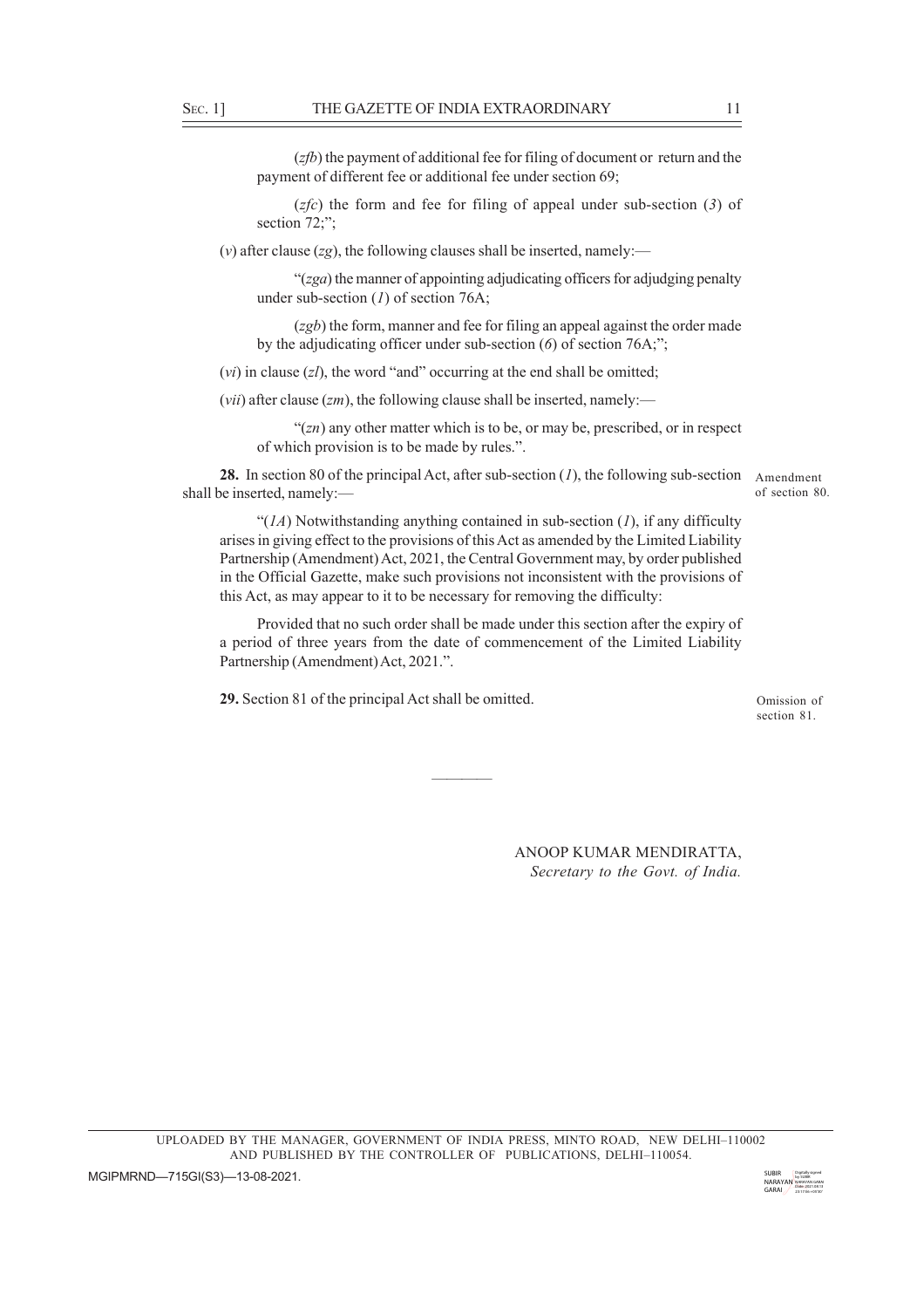(*zfb*) the payment of additional fee for filing of document or return and the payment of different fee or additional fee under section 69;

(*zfc*) the form and fee for filing of appeal under sub-section (*3*) of section 72;";

(*v*) after clause (*zg*), the following clauses shall be inserted, namely:—

"(*zga*) the manner of appointing adjudicating officers for adjudging penalty under sub-section (*1*) of section 76A;

(*zgb*) the form, manner and fee for filing an appeal against the order made by the adjudicating officer under sub-section (*6*) of section 76A;";

(*vi*) in clause (*zl*), the word "and" occurring at the end shall be omitted;

(*vii*) after clause (*zm*), the following clause shall be inserted, namely:—

"(*zn*) any other matter which is to be, or may be, prescribed, or in respect of which provision is to be made by rules.".

Amendment of section 80.

**28.** In section 80 of the principal Act, after sub-section (*1*), the following sub-section shall be inserted, namely:—

"(*1A*) Notwithstanding anything contained in sub-section (*1*), if any difficulty arises in giving effect to the provisions of this Act as amended by the Limited Liability Partnership (Amendment) Act, 2021, the Central Government may, by order published in the Official Gazette, make such provisions not inconsistent with the provisions of this Act, as may appear to it to be necessary for removing the difficulty:

Provided that no such order shall be made under this section after the expiry of a period of three years from the date of commencement of the Limited Liability Partnership (Amendment) Act, 2021.".

Omission of section 81.

**29.** Section 81 of the principal Act shall be omitted.

————

ANOOP KUMAR MENDIRATTA,
*Secretary to the Govt. of India.*

UPLOADED BY THE MANAGER, GOVERNMENT OF INDIA PRESS, MINTO ROAD, NEW DELHI–110002
AND PUBLISHED BY THE CONTROLLER OF PUBLICATIONS, DELHI–110054.

MGIPMRND—715GI(S3)—13-08-2021.